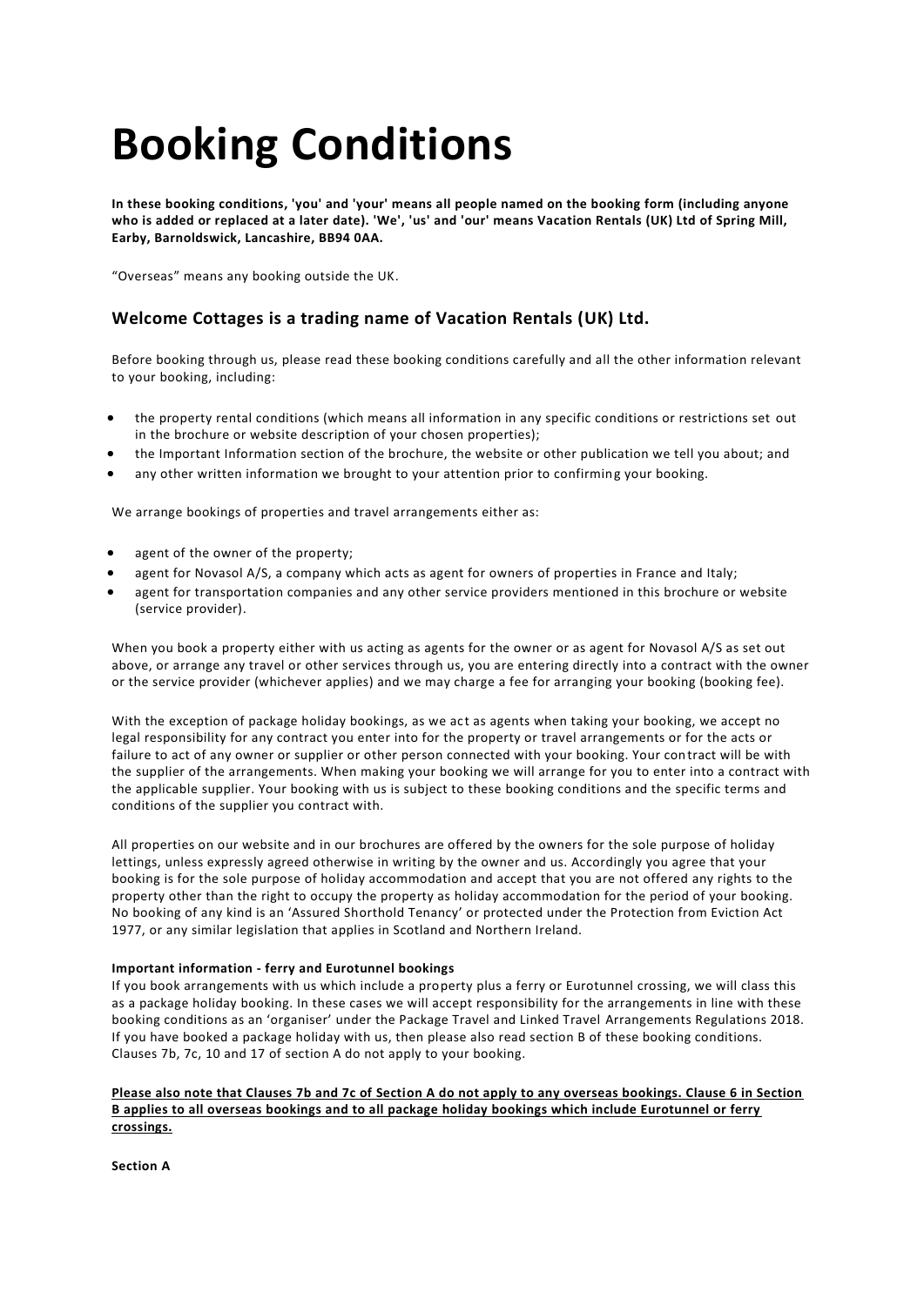# Booking Conditions

**In these booking conditions, 'you' and 'your' means all people named on the booking form (including anyone who is added or replaced at a later date). 'We', 'us' and 'our' means Vacation Rentals (UK) Ltd of Spring Mill, Earby, Barnoldswick, Lancashire, BB94 0AA.**

“Overseas” means any booking outside the UK.

## Welcome Cottages is a trading name of Vacation Rentals (UK) Ltd.

Before booking through us, please read these booking conditions carefully and all the other information relevant to your booking, including:

- the property rental conditions (which means all information in any specific conditions or restrictions set out in the brochure or website description of your chosen properties);
- the Important Information section of the brochure, the website or other publication we tell you about; and
- any other written information we brought to your attention prior to confirming your booking.

We arrange bookings of properties and travel arrangements either as:

- agent of the owner of the property;
- agent for Novasol A/S, a company which acts as agent for owners of properties in France and Italy;
- agent for transportation companies and any other service providers mentioned in this brochure or website (service provider).

When you book a property either with us acting as agents for the owner or as agent for Novasol A/S as set out above, or arrange any travel or other services through us, you are entering directly into a contract with the owner or the service provider (whichever applies) and we may charge a fee for arranging your booking (booking fee).

With the exception of package holiday bookings, as we act as agents when taking your booking, we accept no legal responsibility for any contract you enter into for the property or travel arrangements or for the acts or failure to act of any owner or supplier or other person connected with your booking. Your contract will be with the supplier of the arrangements. When making your booking we will arrange for you to enter into a contract with the applicable supplier. Your booking with us is subject to these booking conditions and the specific terms and conditions of the supplier you contract with.

All properties on our website and in our brochures are offered by the owners for the sole purpose of holiday lettings, unless expressly agreed otherwise in writing by the owner and us. Accordingly you agree that your booking is for the sole purpose of holiday accommodation and accept that you are not offered any rights to the property other than the right to occupy the property as holiday accommodation for the period of your booking. No booking of any kind is an ‘Assured Shorthold Tenancy’ or protected under the Protection from Eviction Act 1977, or any similar legislation that applies in Scotland and Northern Ireland.

**Important information - ferry and Eurotunnel bookings**

If you book arrangements with us which include a property plus a ferry or Eurotunnel crossing, we will class this as a package holiday booking. In these cases we will accept responsibility for the arrangements in line with these booking conditions as an ‘organiser’ under the Package Travel and Linked Travel Arrangements Regulations 2018. If you have booked a package holiday with us, then please also read section B of these booking conditions. Clauses 7b, 7c, 10 and 17 of section A do not apply to your booking.

**Please also note that Clauses 7b and 7c of Section A do not apply to any overseas bookings. Clause 6 in Section B applies to all overseas bookings and to all package holiday bookings which include Eurotunnel or ferry crossings.**

**Section A**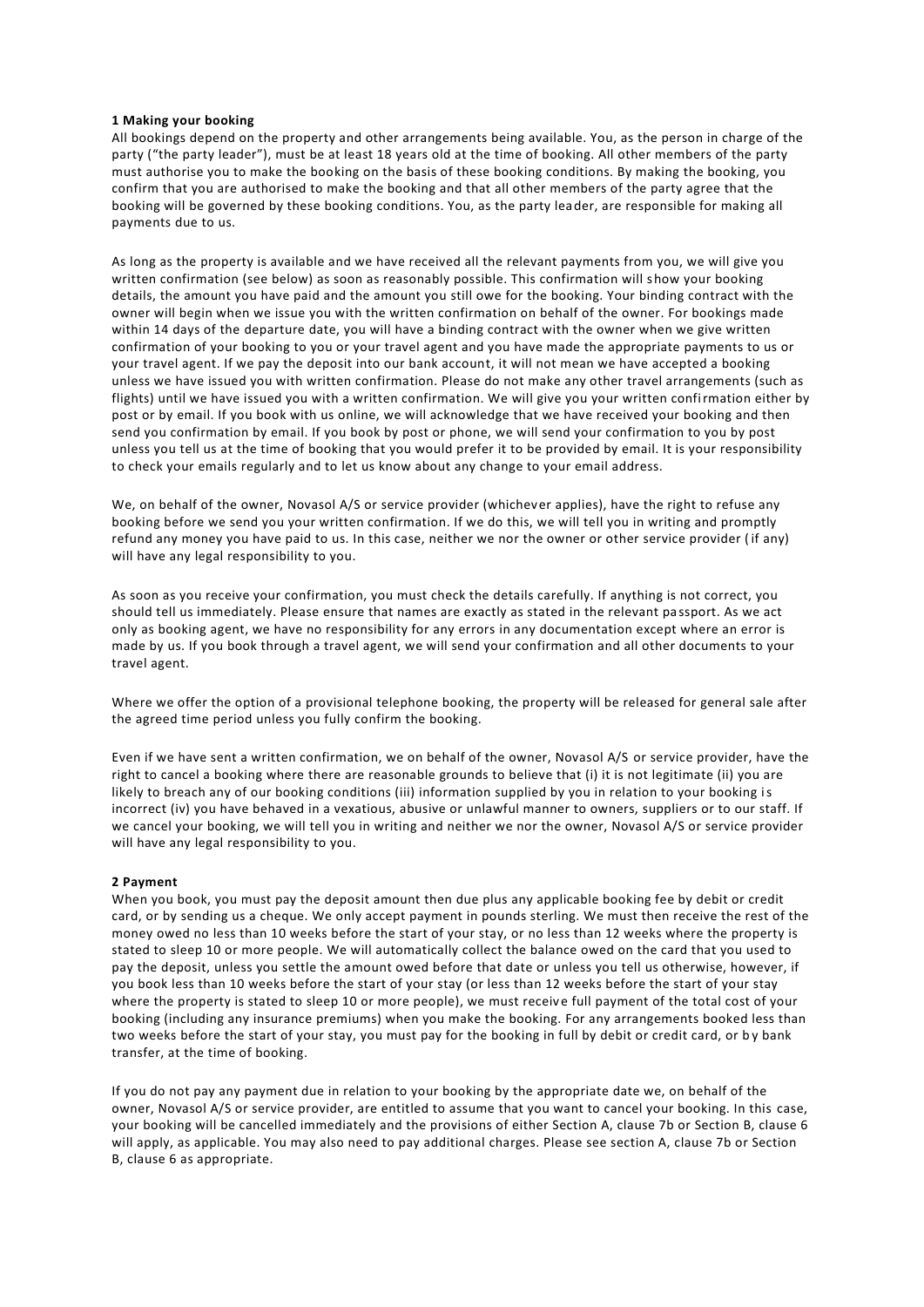**1 Making your booking**

All bookings depend on the property and other arrangements being available. You, as the person in charge of the party ("the party leader"), must be at least 18 years old at the time of booking. All other members of the party must authorise you to make the booking on the basis of these booking conditions. By making the booking, you confirm that you are authorised to make the booking and that all other members of the party agree that the booking will be governed by these booking conditions. You, as the party leader, are responsible for making all payments due to us.

As long as the property is available and we have received all the relevant payments from you, we will give you written confirmation (see below) as soon as reasonably possible. This confirmation will show your booking details, the amount you have paid and the amount you still owe for the booking. Your binding contract with the owner will begin when we issue you with the written confirmation on behalf of the owner. For bookings made within 14 days of the departure date, you will have a binding contract with the owner when we give written confirmation of your booking to you or your travel agent and you have made the appropriate payments to us or your travel agent. If we pay the deposit into our bank account, it will not mean we have accepted a booking unless we have issued you with written confirmation. Please do not make any other travel arrangements (such as flights) until we have issued you with a written confirmation. We will give you your written confirmation either by post or by email. If you book with us online, we will acknowledge that we have received your booking and then send you confirmation by email. If you book by post or phone, we will send your confirmation to you by post unless you tell us at the time of booking that you would prefer it to be provided by email. It is your responsibility to check your emails regularly and to let us know about any change to your email address.

We, on behalf of the owner, Novasol A/S or service provider (whichever applies), have the right to refuse any booking before we send you your written confirmation. If we do this, we will tell you in writing and promptly refund any money you have paid to us. In this case, neither we nor the owner or other service provider (if any) will have any legal responsibility to you.

As soon as you receive your confirmation, you must check the details carefully. If anything is not correct, you should tell us immediately. Please ensure that names are exactly as stated in the relevant passport. As we act only as booking agent, we have no responsibility for any errors in any documentation except where an error is made by us. If you book through a travel agent, we will send your confirmation and all other documents to your travel agent.

Where we offer the option of a provisional telephone booking, the property will be released for general sale after the agreed time period unless you fully confirm the booking.

Even if we have sent a written confirmation, we on behalf of the owner, Novasol A/S or service provider, have the right to cancel a booking where there are reasonable grounds to believe that (i) it is not legitimate (ii) you are likely to breach any of our booking conditions (iii) information supplied by you in relation to your booking is incorrect (iv) you have behaved in a vexatious, abusive or unlawful manner to owners, suppliers or to our staff. If we cancel your booking, we will tell you in writing and neither we nor the owner, Novasol A/S or service provider will have any legal responsibility to you.

**2 Payment**

When you book, you must pay the deposit amount then due plus any applicable booking fee by debit or credit card, or by sending us a cheque. We only accept payment in pounds sterling. We must then receive the rest of the money owed no less than 10 weeks before the start of your stay, or no less than 12 weeks where the property is stated to sleep 10 or more people. We will automatically collect the balance owed on the card that you used to pay the deposit, unless you settle the amount owed before that date or unless you tell us otherwise, however, if you book less than 10 weeks before the start of your stay (or less than 12 weeks before the start of your stay where the property is stated to sleep 10 or more people), we must receive full payment of the total cost of your booking (including any insurance premiums) when you make the booking. For any arrangements booked less than two weeks before the start of your stay, you must pay for the booking in full by debit or credit card, or by bank transfer, at the time of booking.

If you do not pay any payment due in relation to your booking by the appropriate date we, on behalf of the owner, Novasol A/S or service provider, are entitled to assume that you want to cancel your booking. In this case, your booking will be cancelled immediately and the provisions of either Section A, clause 7b or Section B, clause 6 will apply, as applicable. You may also need to pay additional charges. Please see section A, clause 7b or Section B, clause 6 as appropriate.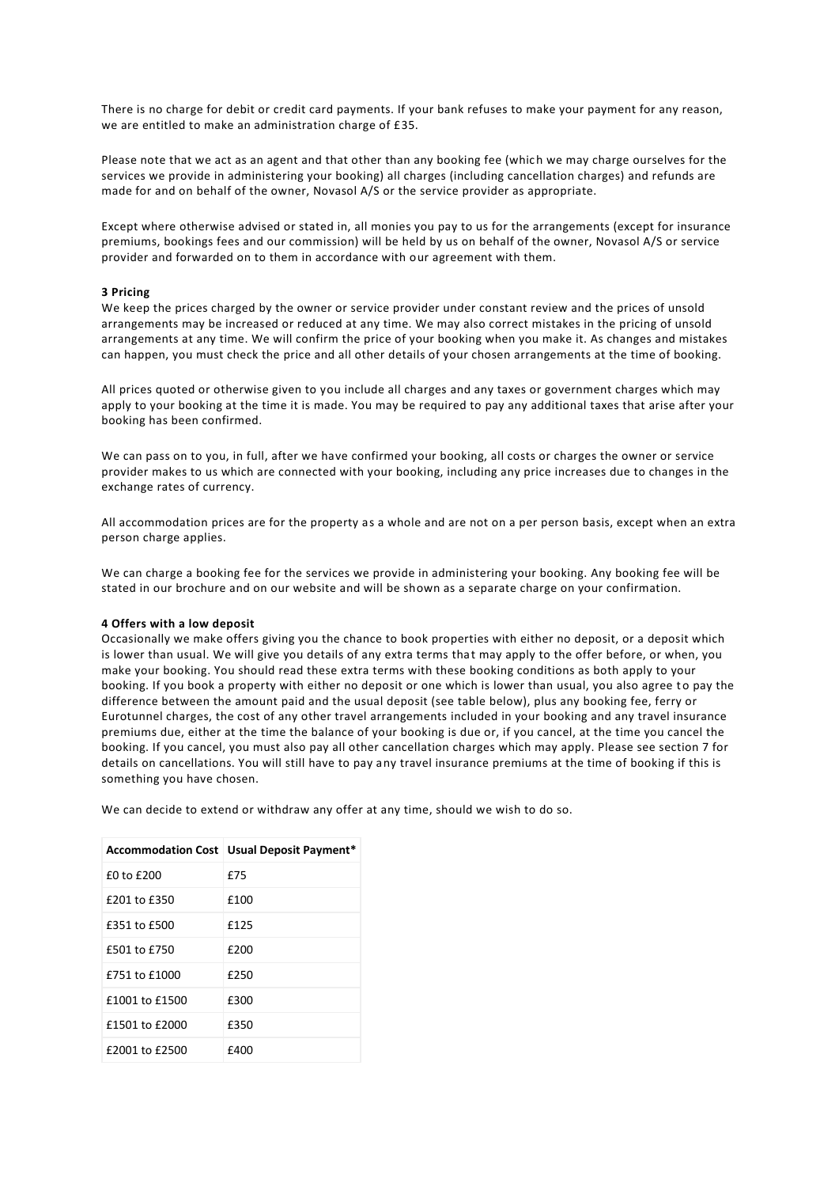There is no charge for debit or credit card payments. If your bank refuses to make your payment for any reason, we are entitled to make an administration charge of £35.

Please note that we act as an agent and that other than any booking fee (which we may charge ourselves for the services we provide in administering your booking) all charges (including cancellation charges) and refunds are made for and on behalf of the owner, Novasol A/S or the service provider as appropriate.

Except where otherwise advised or stated in, all monies you pay to us for the arrangements (except for insurance premiums, bookings fees and our commission) will be held by us on behalf of the owner, Novasol A/S or service provider and forwarded on to them in accordance with our agreement with them.

**3 Pricing**

We keep the prices charged by the owner or service provider under constant review and the prices of unsold arrangements may be increased or reduced at any time. We may also correct mistakes in the pricing of unsold arrangements at any time. We will confirm the price of your booking when you make it. As changes and mistakes can happen, you must check the price and all other details of your chosen arrangements at the time of booking.

All prices quoted or otherwise given to you include all charges and any taxes or government charges which may apply to your booking at the time it is made. You may be required to pay any additional taxes that arise after your booking has been confirmed.

We can pass on to you, in full, after we have confirmed your booking, all costs or charges the owner or service provider makes to us which are connected with your booking, including any price increases due to changes in the exchange rates of currency.

All accommodation prices are for the property as a whole and are not on a per person basis, except when an extra person charge applies.

We can charge a booking fee for the services we provide in administering your booking. Any booking fee will be stated in our brochure and on our website and will be shown as a separate charge on your confirmation.

**4 Offers with a low deposit**

Occasionally we make offers giving you the chance to book properties with either no deposit, or a deposit which is lower than usual. We will give you details of any extra terms that may apply to the offer before, or when, you make your booking. You should read these extra terms with these booking conditions as both apply to your booking. If you book a property with either no deposit or one which is lower than usual, you also agree to pay the difference between the amount paid and the usual deposit (see table below), plus any booking fee, ferry or Eurotunnel charges, the cost of any other travel arrangements included in your booking and any travel insurance premiums due, either at the time the balance of your booking is due or, if you cancel, at the time you cancel the booking. If you cancel, you must also pay all other cancellation charges which may apply. Please see section 7 for details on cancellations. You will still have to pay any travel insurance premiums at the time of booking if this is something you have chosen.

We can decide to extend or withdraw any offer at any time, should we wish to do so.

| Accommodation Cost | Usual Deposit Payment* |
|---|---|
| £0 to £200 | £75 |
| £201 to £350 | £100 |
| £351 to £500 | £125 |
| £501 to £750 | £200 |
| £751 to £1000 | £250 |
| £1001 to £1500 | £300 |
| £1501 to £2000 | £350 |
| £2001 to £2500 | £400 |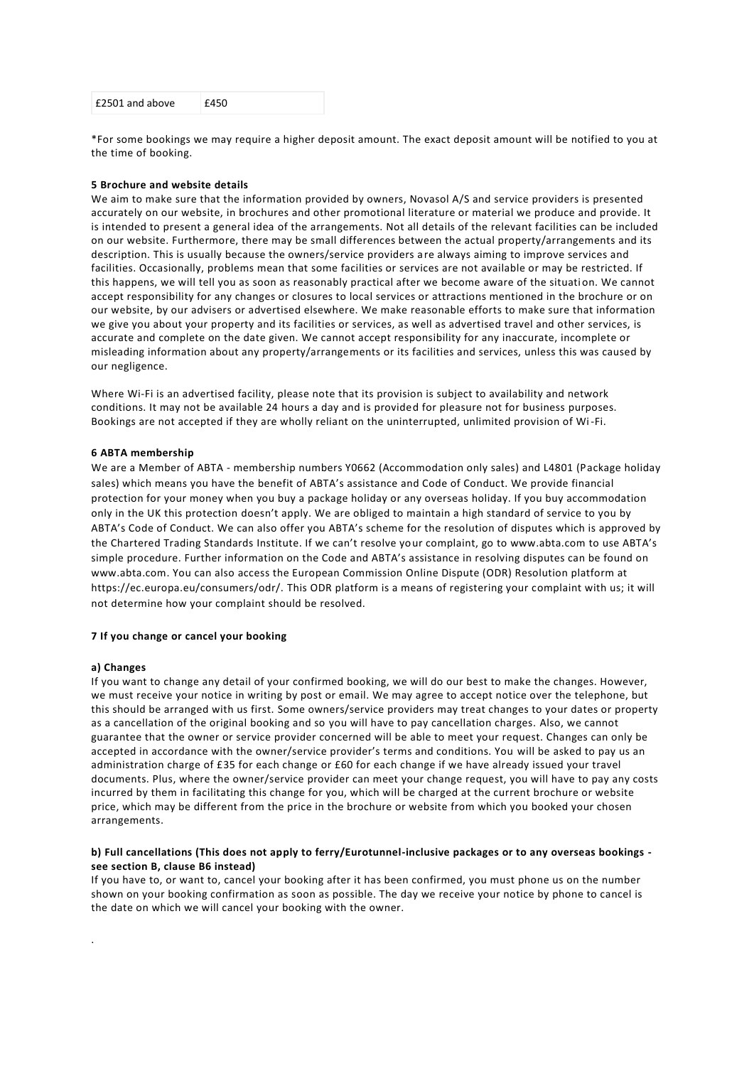| £2501 and above | £450 |
|---|---|

*For some bookings we may require a higher deposit amount. The exact deposit amount will be notified to you at the time of booking.

**5 Brochure and website details**

We aim to make sure that the information provided by owners, Novasol A/S and service providers is presented accurately on our website, in brochures and other promotional literature or material we produce and provide. It is intended to present a general idea of the arrangements. Not all details of the relevant facilities can be included on our website. Furthermore, there may be small differences between the actual property/arrangements and its description. This is usually because the owners/service providers are always aiming to improve services and facilities. Occasionally, problems mean that some facilities or services are not available or may be restricted. If this happens, we will tell you as soon as reasonably practical after we become aware of the situation. We cannot accept responsibility for any changes or closures to local services or attractions mentioned in the brochure or on our website, by our advisers or advertised elsewhere. We make reasonable efforts to make sure that information we give you about your property and its facilities or services, as well as advertised travel and other services, is accurate and complete on the date given. We cannot accept responsibility for any inaccurate, incomplete or misleading information about any property/arrangements or its facilities and services, unless this was caused by our negligence.

Where Wi-Fi is an advertised facility, please note that its provision is subject to availability and network conditions. It may not be available 24 hours a day and is provided for pleasure not for business purposes. Bookings are not accepted if they are wholly reliant on the uninterrupted, unlimited provision of Wi-Fi.

**6 ABTA membership**

We are a Member of ABTA - membership numbers Y0662 (Accommodation only sales) and L4801 (Package holiday sales) which means you have the benefit of ABTA's assistance and Code of Conduct. We provide financial protection for your money when you buy a package holiday or any overseas holiday. If you buy accommodation only in the UK this protection doesn't apply. We are obliged to maintain a high standard of service to you by ABTA's Code of Conduct. We can also offer you ABTA's scheme for the resolution of disputes which is approved by the Chartered Trading Standards Institute. If we can't resolve your complaint, go to www.abta.com to use ABTA's simple procedure. Further information on the Code and ABTA's assistance in resolving disputes can be found on www.abta.com. You can also access the European Commission Online Dispute (ODR) Resolution platform at https://ec.europa.eu/consumers/odr/. This ODR platform is a means of registering your complaint with us; it will not determine how your complaint should be resolved.

**7 If you change or cancel your booking**

**a) Changes**

If you want to change any detail of your confirmed booking, we will do our best to make the changes. However, we must receive your notice in writing by post or email. We may agree to accept notice over the telephone, but this should be arranged with us first. Some owners/service providers may treat changes to your dates or property as a cancellation of the original booking and so you will have to pay cancellation charges. Also, we cannot guarantee that the owner or service provider concerned will be able to meet your request. Changes can only be accepted in accordance with the owner/service provider's terms and conditions. You will be asked to pay us an administration charge of £35 for each change or £60 for each change if we have already issued your travel documents. Plus, where the owner/service provider can meet your change request, you will have to pay any costs incurred by them in facilitating this change for you, which will be charged at the current brochure or website price, which may be different from the price in the brochure or website from which you booked your chosen arrangements.

**b) Full cancellations (This does not apply to ferry/Eurotunnel-inclusive packages or to any overseas bookings - see section B, clause B6 instead)**

If you have to, or want to, cancel your booking after it has been confirmed, you must phone us on the number shown on your booking confirmation as soon as possible. The day we receive your notice by phone to cancel is the date on which we will cancel your booking with the owner.

.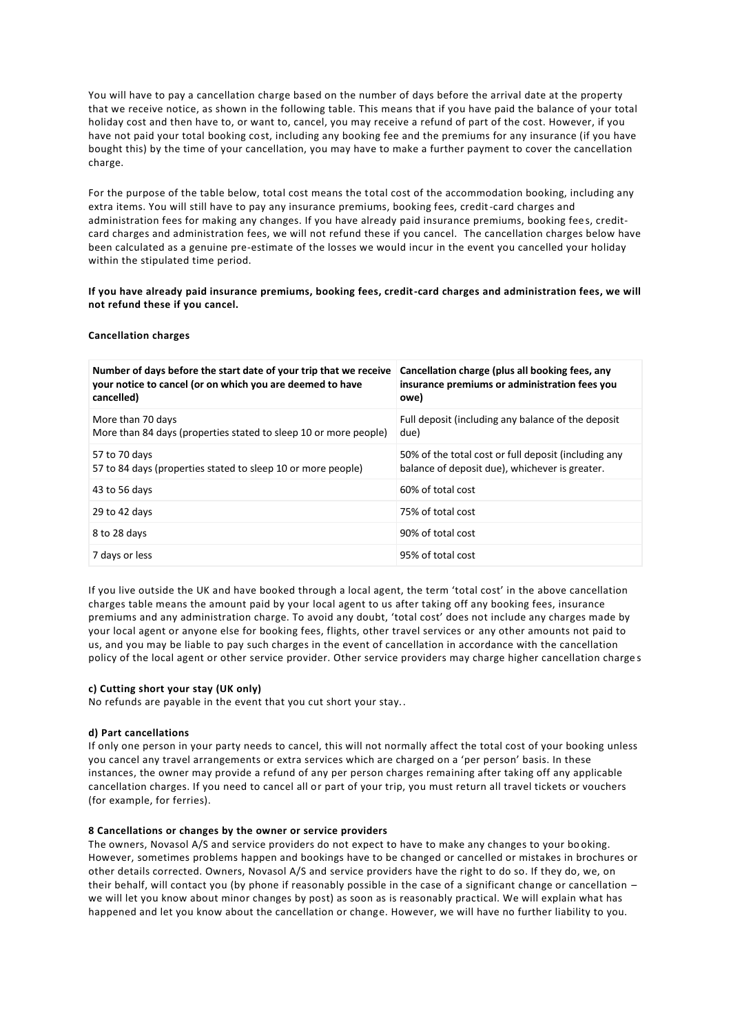You will have to pay a cancellation charge based on the number of days before the arrival date at the property that we receive notice, as shown in the following table. This means that if you have paid the balance of your total holiday cost and then have to, or want to, cancel, you may receive a refund of part of the cost. However, if you have not paid your total booking cost, including any booking fee and the premiums for any insurance (if you have bought this) by the time of your cancellation, you may have to make a further payment to cover the cancellation charge.

For the purpose of the table below, total cost means the total cost of the accommodation booking, including any extra items. You will still have to pay any insurance premiums, booking fees, credit-card charges and administration fees for making any changes. If you have already paid insurance premiums, booking fees, credit-card charges and administration fees, we will not refund these if you cancel. The cancellation charges below have been calculated as a genuine pre-estimate of the losses we would incur in the event you cancelled your holiday within the stipulated time period.

**If you have already paid insurance premiums, booking fees, credit-card charges and administration fees, we will not refund these if you cancel.**

**Cancellation charges**

| Number of days before the start date of your trip that we receive your notice to cancel (or on which you are deemed to have cancelled) | Cancellation charge (plus all booking fees, any insurance premiums or administration fees you owe) |
|---|---|
| More than 70 days<br>More than 84 days (properties stated to sleep 10 or more people) | Full deposit (including any balance of the deposit due) |
| 57 to 70 days<br>57 to 84 days (properties stated to sleep 10 or more people) | 50% of the total cost or full deposit (including any balance of deposit due), whichever is greater. |
| 43 to 56 days | 60% of total cost |
| 29 to 42 days | 75% of total cost |
| 8 to 28 days | 90% of total cost |
| 7 days or less | 95% of total cost |

If you live outside the UK and have booked through a local agent, the term 'total cost' in the above cancellation charges table means the amount paid by your local agent to us after taking off any booking fees, insurance premiums and any administration charge. To avoid any doubt, 'total cost' does not include any charges made by your local agent or anyone else for booking fees, flights, other travel services or any other amounts not paid to us, and you may be liable to pay such charges in the event of cancellation in accordance with the cancellation policy of the local agent or other service provider. Other service providers may charge higher cancellation charges

**c) Cutting short your stay (UK only)**

No refunds are payable in the event that you cut short your stay..

**d) Part cancellations**

If only one person in your party needs to cancel, this will not normally affect the total cost of your booking unless you cancel any travel arrangements or extra services which are charged on a 'per person' basis. In these instances, the owner may provide a refund of any per person charges remaining after taking off any applicable cancellation charges. If you need to cancel all or part of your trip, you must return all travel tickets or vouchers (for example, for ferries).

**8 Cancellations or changes by the owner or service providers**

The owners, Novasol A/S and service providers do not expect to have to make any changes to your booking. However, sometimes problems happen and bookings have to be changed or cancelled or mistakes in brochures or other details corrected. Owners, Novasol A/S and service providers have the right to do so. If they do, we, on their behalf, will contact you (by phone if reasonably possible in the case of a significant change or cancellation – we will let you know about minor changes by post) as soon as is reasonably practical. We will explain what has happened and let you know about the cancellation or change. However, we will have no further liability to you.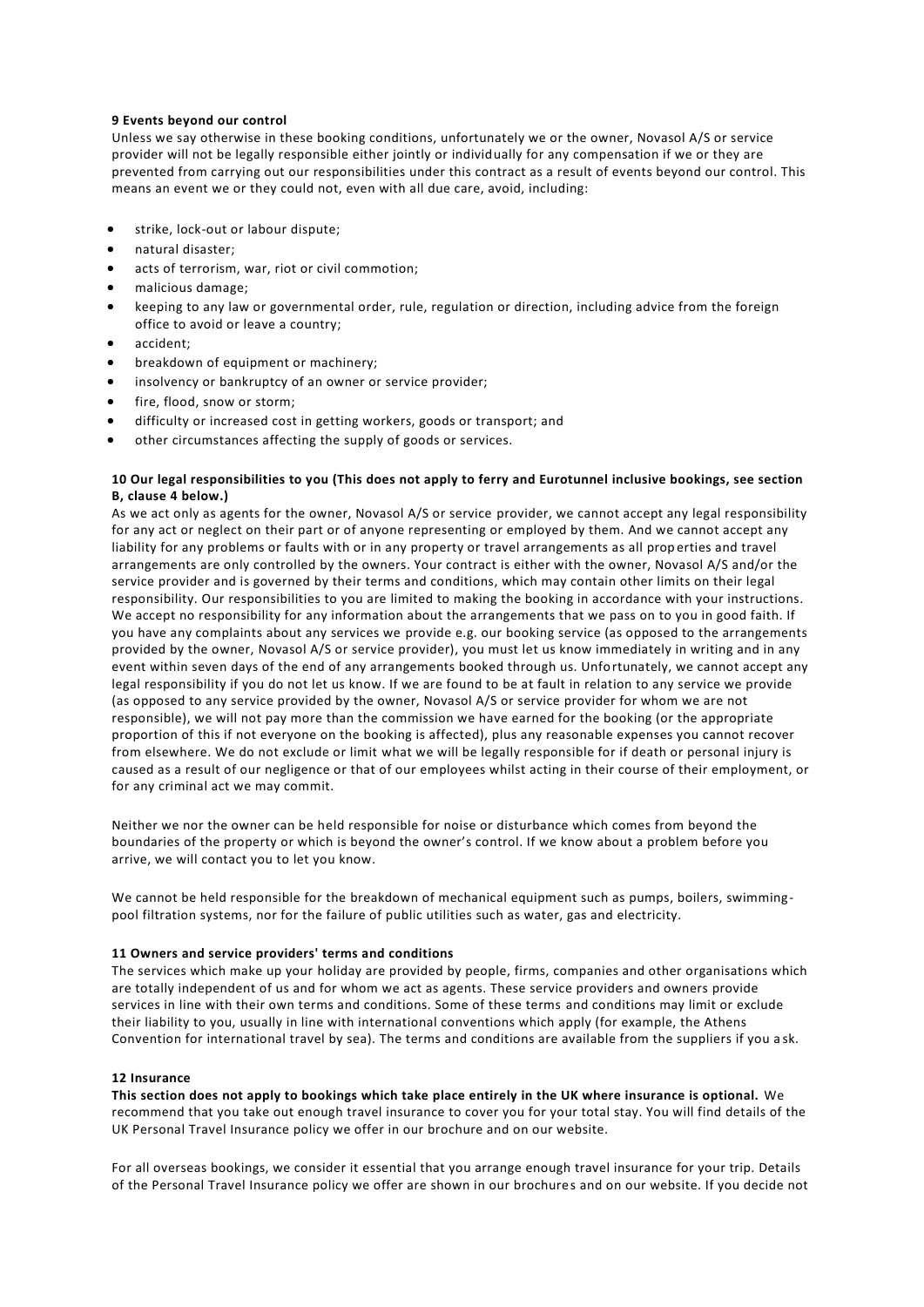**9 Events beyond our control**

Unless we say otherwise in these booking conditions, unfortunately we or the owner, Novasol A/S or service provider will not be legally responsible either jointly or individually for any compensation if we or they are prevented from carrying out our responsibilities under this contract as a result of events beyond our control. This means an event we or they could not, even with all due care, avoid, including:

- strike, lock-out or labour dispute;
- natural disaster;
- acts of terrorism, war, riot or civil commotion;
- malicious damage;
- keeping to any law or governmental order, rule, regulation or direction, including advice from the foreign office to avoid or leave a country;
- accident;
- breakdown of equipment or machinery;
- insolvency or bankruptcy of an owner or service provider;
- fire, flood, snow or storm;
- difficulty or increased cost in getting workers, goods or transport; and
- other circumstances affecting the supply of goods or services.

**10 Our legal responsibilities to you (This does not apply to ferry and Eurotunnel inclusive bookings, see section B, clause 4 below.)**

As we act only as agents for the owner, Novasol A/S or service provider, we cannot accept any legal responsibility for any act or neglect on their part or of anyone representing or employed by them. And we cannot accept any liability for any problems or faults with or in any property or travel arrangements as all properties and travel arrangements are only controlled by the owners. Your contract is either with the owner, Novasol A/S and/or the service provider and is governed by their terms and conditions, which may contain other limits on their legal responsibility. Our responsibilities to you are limited to making the booking in accordance with your instructions. We accept no responsibility for any information about the arrangements that we pass on to you in good faith. If you have any complaints about any services we provide e.g. our booking service (as opposed to the arrangements provided by the owner, Novasol A/S or service provider), you must let us know immediately in writing and in any event within seven days of the end of any arrangements booked through us. Unfortunately, we cannot accept any legal responsibility if you do not let us know. If we are found to be at fault in relation to any service we provide (as opposed to any service provided by the owner, Novasol A/S or service provider for whom we are not responsible), we will not pay more than the commission we have earned for the booking (or the appropriate proportion of this if not everyone on the booking is affected), plus any reasonable expenses you cannot recover from elsewhere. We do not exclude or limit what we will be legally responsible for if death or personal injury is caused as a result of our negligence or that of our employees whilst acting in their course of their employment, or for any criminal act we may commit.

Neither we nor the owner can be held responsible for noise or disturbance which comes from beyond the boundaries of the property or which is beyond the owner's control. If we know about a problem before you arrive, we will contact you to let you know.

We cannot be held responsible for the breakdown of mechanical equipment such as pumps, boilers, swimming-pool filtration systems, nor for the failure of public utilities such as water, gas and electricity.

**11 Owners and service providers' terms and conditions**

The services which make up your holiday are provided by people, firms, companies and other organisations which are totally independent of us and for whom we act as agents. These service providers and owners provide services in line with their own terms and conditions. Some of these terms and conditions may limit or exclude their liability to you, usually in line with international conventions which apply (for example, the Athens Convention for international travel by sea). The terms and conditions are available from the suppliers if you ask.

**12 Insurance**

**This section does not apply to bookings which take place entirely in the UK where insurance is optional.** We recommend that you take out enough travel insurance to cover you for your total stay. You will find details of the UK Personal Travel Insurance policy we offer in our brochure and on our website.

For all overseas bookings, we consider it essential that you arrange enough travel insurance for your trip. Details of the Personal Travel Insurance policy we offer are shown in our brochures and on our website. If you decide not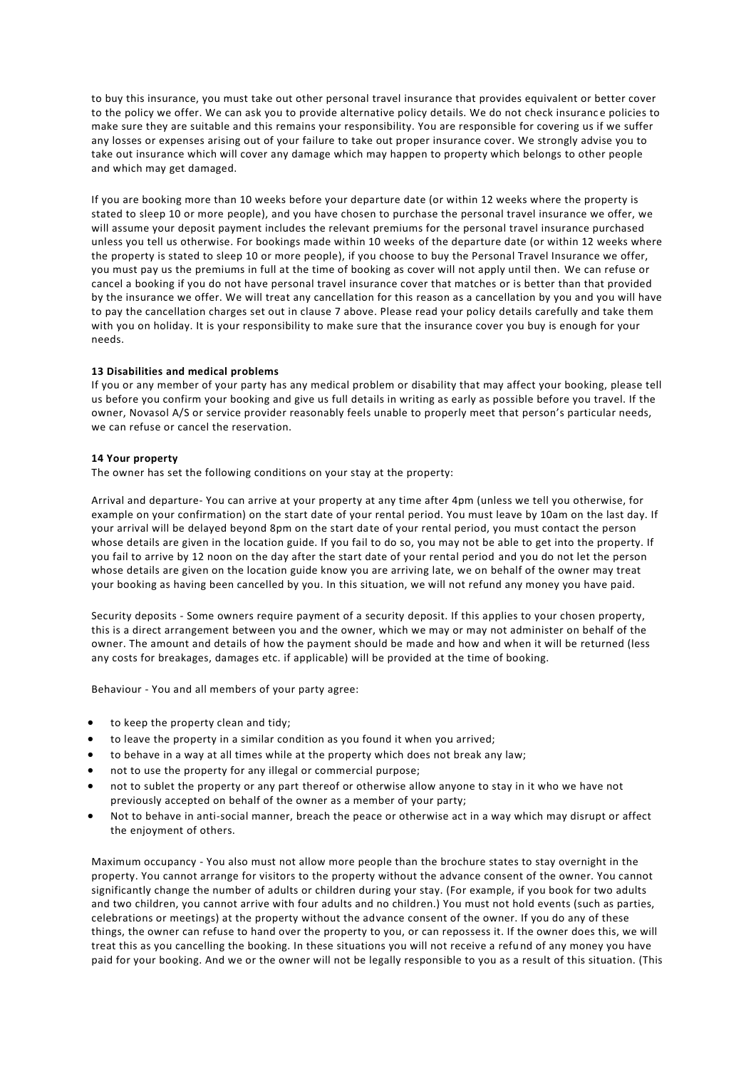to buy this insurance, you must take out other personal travel insurance that provides equivalent or better cover to the policy we offer. We can ask you to provide alternative policy details. We do not check insurance policies to make sure they are suitable and this remains your responsibility. You are responsible for covering us if we suffer any losses or expenses arising out of your failure to take out proper insurance cover. We strongly advise you to take out insurance which will cover any damage which may happen to property which belongs to other people and which may get damaged.

If you are booking more than 10 weeks before your departure date (or within 12 weeks where the property is stated to sleep 10 or more people), and you have chosen to purchase the personal travel insurance we offer, we will assume your deposit payment includes the relevant premiums for the personal travel insurance purchased unless you tell us otherwise. For bookings made within 10 weeks of the departure date (or within 12 weeks where the property is stated to sleep 10 or more people), if you choose to buy the Personal Travel Insurance we offer, you must pay us the premiums in full at the time of booking as cover will not apply until then. We can refuse or cancel a booking if you do not have personal travel insurance cover that matches or is better than that provided by the insurance we offer. We will treat any cancellation for this reason as a cancellation by you and you will have to pay the cancellation charges set out in clause 7 above. Please read your policy details carefully and take them with you on holiday. It is your responsibility to make sure that the insurance cover you buy is enough for your needs.

**13 Disabilities and medical problems**

If you or any member of your party has any medical problem or disability that may affect your booking, please tell us before you confirm your booking and give us full details in writing as early as possible before you travel. If the owner, Novasol A/S or service provider reasonably feels unable to properly meet that person's particular needs, we can refuse or cancel the reservation.

**14 Your property**

The owner has set the following conditions on your stay at the property:

Arrival and departure- You can arrive at your property at any time after 4pm (unless we tell you otherwise, for example on your confirmation) on the start date of your rental period. You must leave by 10am on the last day. If your arrival will be delayed beyond 8pm on the start date of your rental period, you must contact the person whose details are given in the location guide. If you fail to do so, you may not be able to get into the property. If you fail to arrive by 12 noon on the day after the start date of your rental period and you do not let the person whose details are given on the location guide know you are arriving late, we on behalf of the owner may treat your booking as having been cancelled by you. In this situation, we will not refund any money you have paid.

Security deposits - Some owners require payment of a security deposit. If this applies to your chosen property, this is a direct arrangement between you and the owner, which we may or may not administer on behalf of the owner. The amount and details of how the payment should be made and how and when it will be returned (less any costs for breakages, damages etc. if applicable) will be provided at the time of booking.

Behaviour - You and all members of your party agree:

- to keep the property clean and tidy;
- to leave the property in a similar condition as you found it when you arrived;
- to behave in a way at all times while at the property which does not break any law;
- not to use the property for any illegal or commercial purpose;
- not to sublet the property or any part thereof or otherwise allow anyone to stay in it who we have not previously accepted on behalf of the owner as a member of your party;
- Not to behave in anti-social manner, breach the peace or otherwise act in a way which may disrupt or affect the enjoyment of others.

Maximum occupancy - You also must not allow more people than the brochure states to stay overnight in the property. You cannot arrange for visitors to the property without the advance consent of the owner. You cannot significantly change the number of adults or children during your stay. (For example, if you book for two adults and two children, you cannot arrive with four adults and no children.) You must not hold events (such as parties, celebrations or meetings) at the property without the advance consent of the owner. If you do any of these things, the owner can refuse to hand over the property to you, or can repossess it. If the owner does this, we will treat this as you cancelling the booking. In these situations you will not receive a refund of any money you have paid for your booking. And we or the owner will not be legally responsible to you as a result of this situation. (This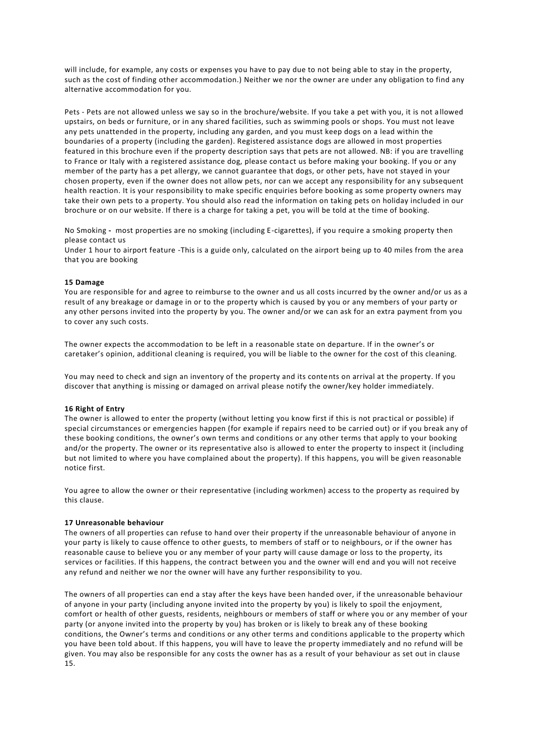will include, for example, any costs or expenses you have to pay due to not being able to stay in the property, such as the cost of finding other accommodation.) Neither we nor the owner are under any obligation to find any alternative accommodation for you.

Pets - Pets are not allowed unless we say so in the brochure/website. If you take a pet with you, it is not allowed upstairs, on beds or furniture, or in any shared facilities, such as swimming pools or shops. You must not leave any pets unattended in the property, including any garden, and you must keep dogs on a lead within the boundaries of a property (including the garden). Registered assistance dogs are allowed in most properties featured in this brochure even if the property description says that pets are not allowed. NB: if you are travelling to France or Italy with a registered assistance dog, please contact us before making your booking. If you or any member of the party has a pet allergy, we cannot guarantee that dogs, or other pets, have not stayed in your chosen property, even if the owner does not allow pets, nor can we accept any responsibility for any subsequent health reaction. It is your responsibility to make specific enquiries before booking as some property owners may take their own pets to a property. You should also read the information on taking pets on holiday included in our brochure or on our website. If there is a charge for taking a pet, you will be told at the time of booking.

No Smoking - most properties are no smoking (including E-cigarettes), if you require a smoking property then please contact us

Under 1 hour to airport feature -This is a guide only, calculated on the airport being up to 40 miles from the area that you are booking

**15 Damage**

You are responsible for and agree to reimburse to the owner and us all costs incurred by the owner and/or us as a result of any breakage or damage in or to the property which is caused by you or any members of your party or any other persons invited into the property by you. The owner and/or we can ask for an extra payment from you to cover any such costs.

The owner expects the accommodation to be left in a reasonable state on departure. If in the owner's or caretaker's opinion, additional cleaning is required, you will be liable to the owner for the cost of this cleaning.

You may need to check and sign an inventory of the property and its contents on arrival at the property. If you discover that anything is missing or damaged on arrival please notify the owner/key holder immediately.

**16 Right of Entry**

The owner is allowed to enter the property (without letting you know first if this is not practical or possible) if special circumstances or emergencies happen (for example if repairs need to be carried out) or if you break any of these booking conditions, the owner's own terms and conditions or any other terms that apply to your booking and/or the property. The owner or its representative also is allowed to enter the property to inspect it (including but not limited to where you have complained about the property). If this happens, you will be given reasonable notice first.

You agree to allow the owner or their representative (including workmen) access to the property as required by this clause.

**17 Unreasonable behaviour**

The owners of all properties can refuse to hand over their property if the unreasonable behaviour of anyone in your party is likely to cause offence to other guests, to members of staff or to neighbours, or if the owner has reasonable cause to believe you or any member of your party will cause damage or loss to the property, its services or facilities. If this happens, the contract between you and the owner will end and you will not receive any refund and neither we nor the owner will have any further responsibility to you.

The owners of all properties can end a stay after the keys have been handed over, if the unreasonable behaviour of anyone in your party (including anyone invited into the property by you) is likely to spoil the enjoyment, comfort or health of other guests, residents, neighbours or members of staff or where you or any member of your party (or anyone invited into the property by you) has broken or is likely to break any of these booking conditions, the Owner's terms and conditions or any other terms and conditions applicable to the property which you have been told about. If this happens, you will have to leave the property immediately and no refund will be given. You may also be responsible for any costs the owner has as a result of your behaviour as set out in clause 15.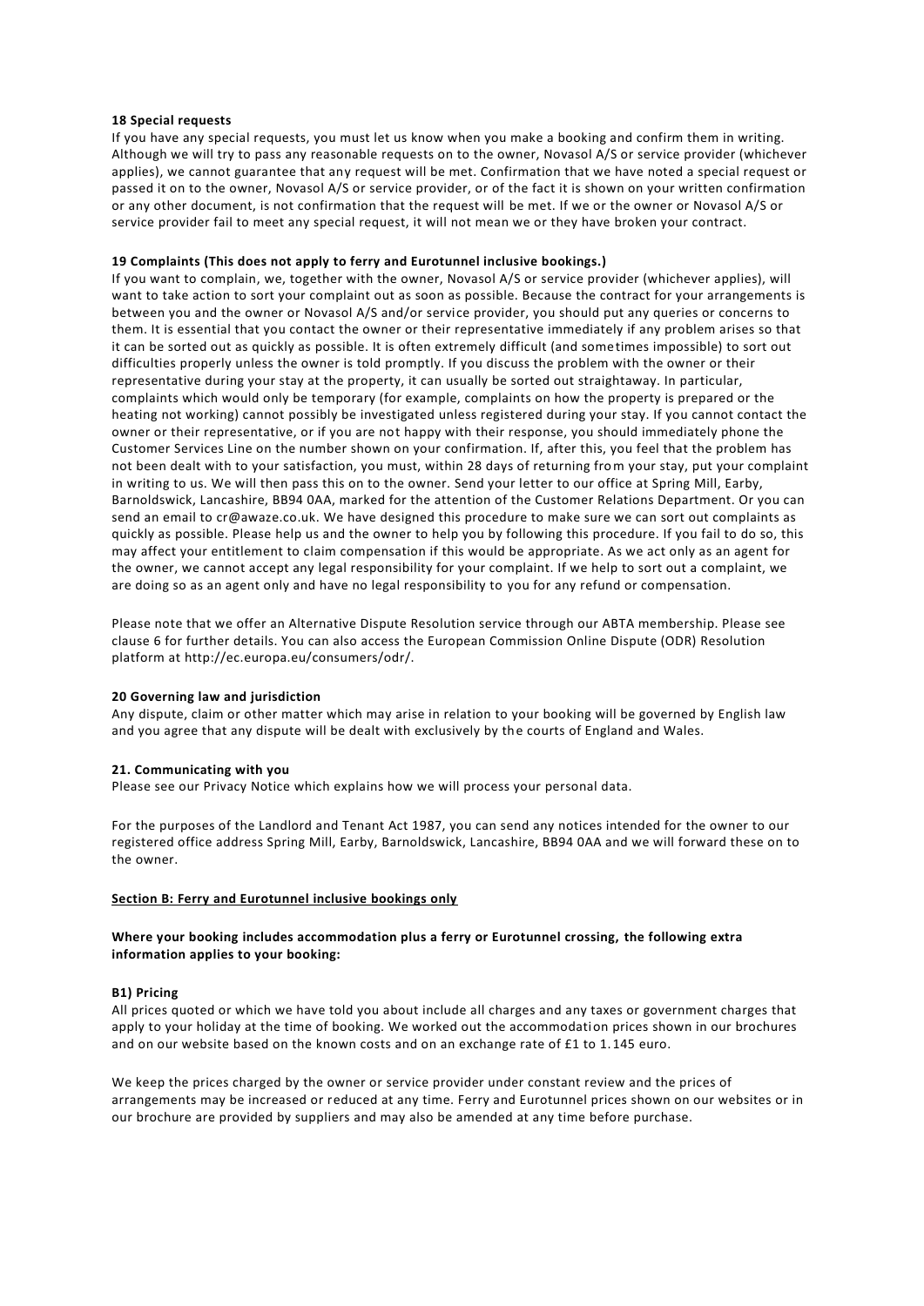**18 Special requests**

If you have any special requests, you must let us know when you make a booking and confirm them in writing. Although we will try to pass any reasonable requests on to the owner, Novasol A/S or service provider (whichever applies), we cannot guarantee that any request will be met. Confirmation that we have noted a special request or passed it on to the owner, Novasol A/S or service provider, or of the fact it is shown on your written confirmation or any other document, is not confirmation that the request will be met. If we or the owner or Novasol A/S or service provider fail to meet any special request, it will not mean we or they have broken your contract.

**19 Complaints (This does not apply to ferry and Eurotunnel inclusive bookings.)**

If you want to complain, we, together with the owner, Novasol A/S or service provider (whichever applies), will want to take action to sort your complaint out as soon as possible. Because the contract for your arrangements is between you and the owner or Novasol A/S and/or service provider, you should put any queries or concerns to them. It is essential that you contact the owner or their representative immediately if any problem arises so that it can be sorted out as quickly as possible. It is often extremely difficult (and sometimes impossible) to sort out difficulties properly unless the owner is told promptly. If you discuss the problem with the owner or their representative during your stay at the property, it can usually be sorted out straightaway. In particular, complaints which would only be temporary (for example, complaints on how the property is prepared or the heating not working) cannot possibly be investigated unless registered during your stay. If you cannot contact the owner or their representative, or if you are not happy with their response, you should immediately phone the Customer Services Line on the number shown on your confirmation. If, after this, you feel that the problem has not been dealt with to your satisfaction, you must, within 28 days of returning from your stay, put your complaint in writing to us. We will then pass this on to the owner. Send your letter to our office at Spring Mill, Earby, Barnoldswick, Lancashire, BB94 0AA, marked for the attention of the Customer Relations Department. Or you can send an email to cr@awaze.co.uk. We have designed this procedure to make sure we can sort out complaints as quickly as possible. Please help us and the owner to help you by following this procedure. If you fail to do so, this may affect your entitlement to claim compensation if this would be appropriate. As we act only as an agent for the owner, we cannot accept any legal responsibility for your complaint. If we help to sort out a complaint, we are doing so as an agent only and have no legal responsibility to you for any refund or compensation.

Please note that we offer an Alternative Dispute Resolution service through our ABTA membership. Please see clause 6 for further details. You can also access the European Commission Online Dispute (ODR) Resolution platform at http://ec.europa.eu/consumers/odr/.

**20 Governing law and jurisdiction**

Any dispute, claim or other matter which may arise in relation to your booking will be governed by English law and you agree that any dispute will be dealt with exclusively by the courts of England and Wales.

**21. Communicating with you**

Please see our Privacy Notice which explains how we will process your personal data.

For the purposes of the Landlord and Tenant Act 1987, you can send any notices intended for the owner to our registered office address Spring Mill, Earby, Barnoldswick, Lancashire, BB94 0AA and we will forward these on to the owner.

**Section B: Ferry and Eurotunnel inclusive bookings only**

**Where your booking includes accommodation plus a ferry or Eurotunnel crossing, the following extra information applies to your booking:**

**B1) Pricing**

All prices quoted or which we have told you about include all charges and any taxes or government charges that apply to your holiday at the time of booking. We worked out the accommodation prices shown in our brochures and on our website based on the known costs and on an exchange rate of £1 to 1.145 euro.

We keep the prices charged by the owner or service provider under constant review and the prices of arrangements may be increased or reduced at any time. Ferry and Eurotunnel prices shown on our websites or in our brochure are provided by suppliers and may also be amended at any time before purchase.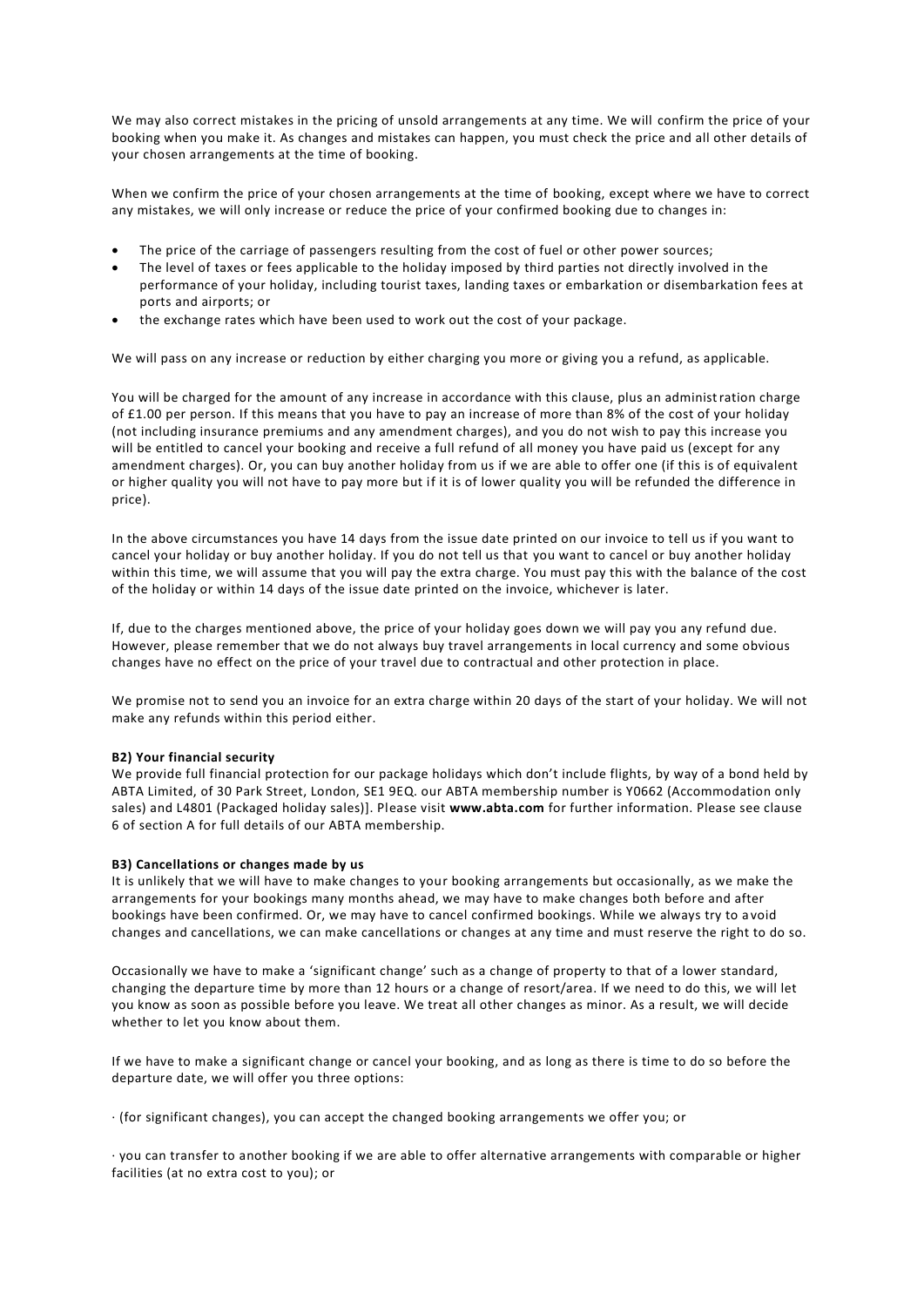We may also correct mistakes in the pricing of unsold arrangements at any time. We will confirm the price of your booking when you make it. As changes and mistakes can happen, you must check the price and all other details of your chosen arrangements at the time of booking.

When we confirm the price of your chosen arrangements at the time of booking, except where we have to correct any mistakes, we will only increase or reduce the price of your confirmed booking due to changes in:

- The price of the carriage of passengers resulting from the cost of fuel or other power sources;
- The level of taxes or fees applicable to the holiday imposed by third parties not directly involved in the performance of your holiday, including tourist taxes, landing taxes or embarkation or disembarkation fees at ports and airports; or
- the exchange rates which have been used to work out the cost of your package.

We will pass on any increase or reduction by either charging you more or giving you a refund, as applicable.

You will be charged for the amount of any increase in accordance with this clause, plus an administration charge of £1.00 per person. If this means that you have to pay an increase of more than 8% of the cost of your holiday (not including insurance premiums and any amendment charges), and you do not wish to pay this increase you will be entitled to cancel your booking and receive a full refund of all money you have paid us (except for any amendment charges). Or, you can buy another holiday from us if we are able to offer one (if this is of equivalent or higher quality you will not have to pay more but if it is of lower quality you will be refunded the difference in price).

In the above circumstances you have 14 days from the issue date printed on our invoice to tell us if you want to cancel your holiday or buy another holiday. If you do not tell us that you want to cancel or buy another holiday within this time, we will assume that you will pay the extra charge. You must pay this with the balance of the cost of the holiday or within 14 days of the issue date printed on the invoice, whichever is later.

If, due to the charges mentioned above, the price of your holiday goes down we will pay you any refund due. However, please remember that we do not always buy travel arrangements in local currency and some obvious changes have no effect on the price of your travel due to contractual and other protection in place.

We promise not to send you an invoice for an extra charge within 20 days of the start of your holiday. We will not make any refunds within this period either.

**B2) Your financial security**

We provide full financial protection for our package holidays which don't include flights, by way of a bond held by ABTA Limited, of 30 Park Street, London, SE1 9EQ. our ABTA membership number is Y0662 (Accommodation only sales) and L4801 (Packaged holiday sales)]. Please visit **www.abta.com** for further information. Please see clause 6 of section A for full details of our ABTA membership.

**B3) Cancellations or changes made by us**

It is unlikely that we will have to make changes to your booking arrangements but occasionally, as we make the arrangements for your bookings many months ahead, we may have to make changes both before and after bookings have been confirmed. Or, we may have to cancel confirmed bookings. While we always try to avoid changes and cancellations, we can make cancellations or changes at any time and must reserve the right to do so.

Occasionally we have to make a 'significant change' such as a change of property to that of a lower standard, changing the departure time by more than 12 hours or a change of resort/area. If we need to do this, we will let you know as soon as possible before you leave. We treat all other changes as minor. As a result, we will decide whether to let you know about them.

If we have to make a significant change or cancel your booking, and as long as there is time to do so before the departure date, we will offer you three options:

· (for significant changes), you can accept the changed booking arrangements we offer you; or

· you can transfer to another booking if we are able to offer alternative arrangements with comparable or higher facilities (at no extra cost to you); or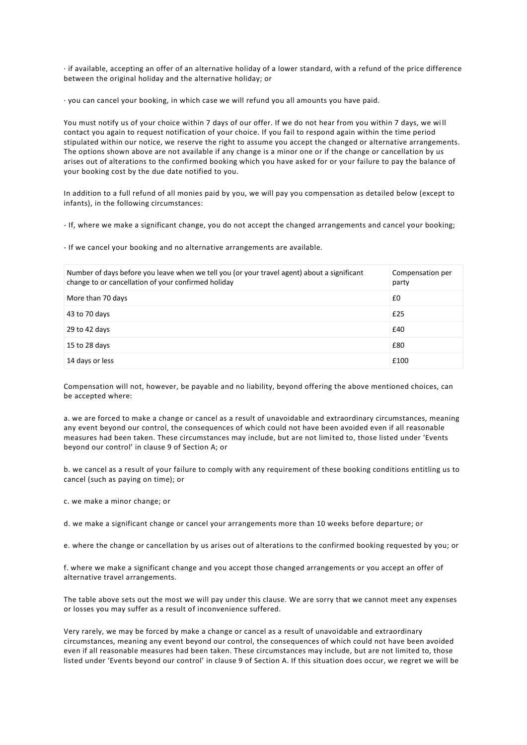· if available, accepting an offer of an alternative holiday of a lower standard, with a refund of the price difference between the original holiday and the alternative holiday; or

· you can cancel your booking, in which case we will refund you all amounts you have paid.

You must notify us of your choice within 7 days of our offer. If we do not hear from you within 7 days, we will contact you again to request notification of your choice. If you fail to respond again within the time period stipulated within our notice, we reserve the right to assume you accept the changed or alternative arrangements. The options shown above are not available if any change is a minor one or if the change or cancellation by us arises out of alterations to the confirmed booking which you have asked for or your failure to pay the balance of your booking cost by the due date notified to you.

In addition to a full refund of all monies paid by you, we will pay you compensation as detailed below (except to infants), in the following circumstances:

- If, where we make a significant change, you do not accept the changed arrangements and cancel your booking;

- If we cancel your booking and no alternative arrangements are available.

| Number of days before you leave when we tell you (or your travel agent) about a significant change to or cancellation of your confirmed holiday | Compensation per party |
|---|---|
| More than 70 days | £0 |
| 43 to 70 days | £25 |
| 29 to 42 days | £40 |
| 15 to 28 days | £80 |
| 14 days or less | £100 |

Compensation will not, however, be payable and no liability, beyond offering the above mentioned choices, can be accepted where:

a. we are forced to make a change or cancel as a result of unavoidable and extraordinary circumstances, meaning any event beyond our control, the consequences of which could not have been avoided even if all reasonable measures had been taken. These circumstances may include, but are not limited to, those listed under 'Events beyond our control' in clause 9 of Section A; or

b. we cancel as a result of your failure to comply with any requirement of these booking conditions entitling us to cancel (such as paying on time); or

c. we make a minor change; or

d. we make a significant change or cancel your arrangements more than 10 weeks before departure; or

e. where the change or cancellation by us arises out of alterations to the confirmed booking requested by you; or

f. where we make a significant change and you accept those changed arrangements or you accept an offer of alternative travel arrangements.

The table above sets out the most we will pay under this clause. We are sorry that we cannot meet any expenses or losses you may suffer as a result of inconvenience suffered.

Very rarely, we may be forced by make a change or cancel as a result of unavoidable and extraordinary circumstances, meaning any event beyond our control, the consequences of which could not have been avoided even if all reasonable measures had been taken. These circumstances may include, but are not limited to, those listed under 'Events beyond our control' in clause 9 of Section A. If this situation does occur, we regret we will be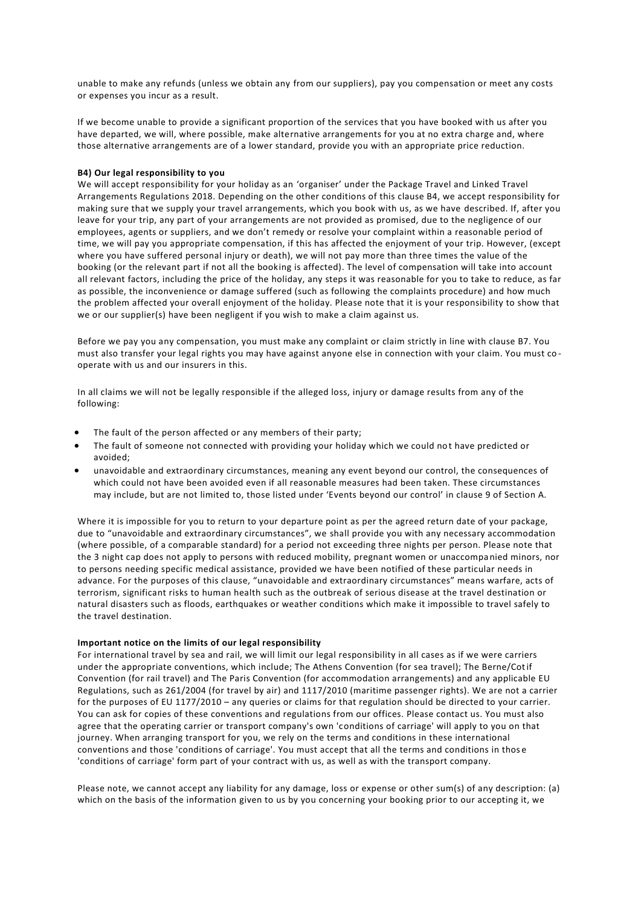unable to make any refunds (unless we obtain any from our suppliers), pay you compensation or meet any costs or expenses you incur as a result.

If we become unable to provide a significant proportion of the services that you have booked with us after you have departed, we will, where possible, make alternative arrangements for you at no extra charge and, where those alternative arrangements are of a lower standard, provide you with an appropriate price reduction.

**B4) Our legal responsibility to you**

We will accept responsibility for your holiday as an 'organiser' under the Package Travel and Linked Travel Arrangements Regulations 2018. Depending on the other conditions of this clause B4, we accept responsibility for making sure that we supply your travel arrangements, which you book with us, as we have described. If, after you leave for your trip, any part of your arrangements are not provided as promised, due to the negligence of our employees, agents or suppliers, and we don't remedy or resolve your complaint within a reasonable period of time, we will pay you appropriate compensation, if this has affected the enjoyment of your trip. However, (except where you have suffered personal injury or death), we will not pay more than three times the value of the booking (or the relevant part if not all the booking is affected). The level of compensation will take into account all relevant factors, including the price of the holiday, any steps it was reasonable for you to take to reduce, as far as possible, the inconvenience or damage suffered (such as following the complaints procedure) and how much the problem affected your overall enjoyment of the holiday. Please note that it is your responsibility to show that we or our supplier(s) have been negligent if you wish to make a claim against us.

Before we pay you any compensation, you must make any complaint or claim strictly in line with clause B7. You must also transfer your legal rights you may have against anyone else in connection with your claim. You must co-operate with us and our insurers in this.

In all claims we will not be legally responsible if the alleged loss, injury or damage results from any of the following:

- The fault of the person affected or any members of their party;
- The fault of someone not connected with providing your holiday which we could not have predicted or avoided;
- unavoidable and extraordinary circumstances, meaning any event beyond our control, the consequences of which could not have been avoided even if all reasonable measures had been taken. These circumstances may include, but are not limited to, those listed under 'Events beyond our control' in clause 9 of Section A.

Where it is impossible for you to return to your departure point as per the agreed return date of your package, due to "unavoidable and extraordinary circumstances", we shall provide you with any necessary accommodation (where possible, of a comparable standard) for a period not exceeding three nights per person. Please note that the 3 night cap does not apply to persons with reduced mobility, pregnant women or unaccompanied minors, nor to persons needing specific medical assistance, provided we have been notified of these particular needs in advance. For the purposes of this clause, "unavoidable and extraordinary circumstances" means warfare, acts of terrorism, significant risks to human health such as the outbreak of serious disease at the travel destination or natural disasters such as floods, earthquakes or weather conditions which make it impossible to travel safely to the travel destination.

**Important notice on the limits of our legal responsibility**

For international travel by sea and rail, we will limit our legal responsibility in all cases as if we were carriers under the appropriate conventions, which include; The Athens Convention (for sea travel); The Berne/Cotif Convention (for rail travel) and The Paris Convention (for accommodation arrangements) and any applicable EU Regulations, such as 261/2004 (for travel by air) and 1117/2010 (maritime passenger rights). We are not a carrier for the purposes of EU 1177/2010 – any queries or claims for that regulation should be directed to your carrier. You can ask for copies of these conventions and regulations from our offices. Please contact us. You must also agree that the operating carrier or transport company's own 'conditions of carriage' will apply to you on that journey. When arranging transport for you, we rely on the terms and conditions in these international conventions and those 'conditions of carriage'. You must accept that all the terms and conditions in those 'conditions of carriage' form part of your contract with us, as well as with the transport company.

Please note, we cannot accept any liability for any damage, loss or expense or other sum(s) of any description: (a) which on the basis of the information given to us by you concerning your booking prior to our accepting it, we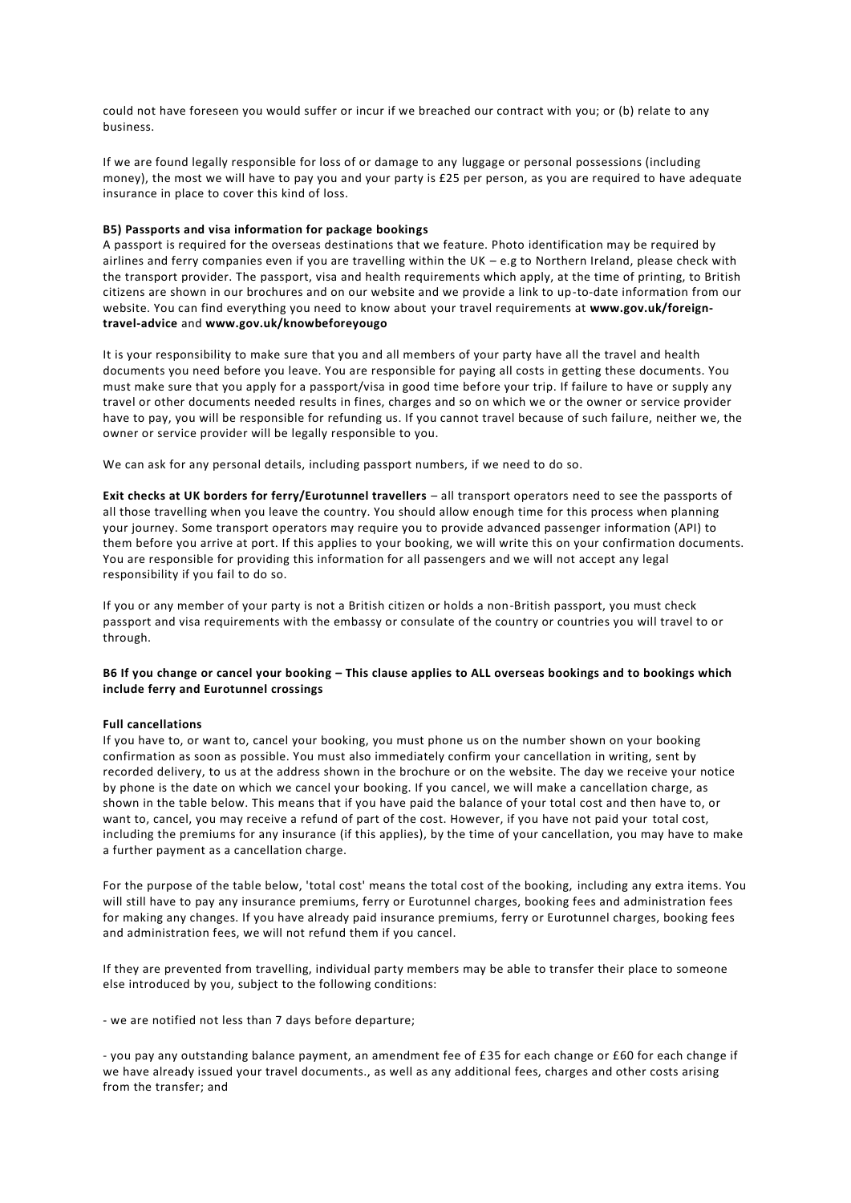could not have foreseen you would suffer or incur if we breached our contract with you; or (b) relate to any business.

If we are found legally responsible for loss of or damage to any luggage or personal possessions (including money), the most we will have to pay you and your party is £25 per person, as you are required to have adequate insurance in place to cover this kind of loss.

**B5) Passports and visa information for package bookings**

A passport is required for the overseas destinations that we feature. Photo identification may be required by airlines and ferry companies even if you are travelling within the UK – e.g to Northern Ireland, please check with the transport provider. The passport, visa and health requirements which apply, at the time of printing, to British citizens are shown in our brochures and on our website and we provide a link to up-to-date information from our website. You can find everything you need to know about your travel requirements at **www.gov.uk/foreign-travel-advice** and **www.gov.uk/knowbeforeyougo**

It is your responsibility to make sure that you and all members of your party have all the travel and health documents you need before you leave. You are responsible for paying all costs in getting these documents. You must make sure that you apply for a passport/visa in good time before your trip. If failure to have or supply any travel or other documents needed results in fines, charges and so on which we or the owner or service provider have to pay, you will be responsible for refunding us. If you cannot travel because of such failure, neither we, the owner or service provider will be legally responsible to you.

We can ask for any personal details, including passport numbers, if we need to do so.

**Exit checks at UK borders for ferry/Eurotunnel travellers** – all transport operators need to see the passports of all those travelling when you leave the country. You should allow enough time for this process when planning your journey. Some transport operators may require you to provide advanced passenger information (API) to them before you arrive at port. If this applies to your booking, we will write this on your confirmation documents. You are responsible for providing this information for all passengers and we will not accept any legal responsibility if you fail to do so.

If you or any member of your party is not a British citizen or holds a non-British passport, you must check passport and visa requirements with the embassy or consulate of the country or countries you will travel to or through.

**B6 If you change or cancel your booking – This clause applies to ALL overseas bookings and to bookings which include ferry and Eurotunnel crossings**

**Full cancellations**

If you have to, or want to, cancel your booking, you must phone us on the number shown on your booking confirmation as soon as possible. You must also immediately confirm your cancellation in writing, sent by recorded delivery, to us at the address shown in the brochure or on the website. The day we receive your notice by phone is the date on which we cancel your booking. If you cancel, we will make a cancellation charge, as shown in the table below. This means that if you have paid the balance of your total cost and then have to, or want to, cancel, you may receive a refund of part of the cost. However, if you have not paid your total cost, including the premiums for any insurance (if this applies), by the time of your cancellation, you may have to make a further payment as a cancellation charge.

For the purpose of the table below, 'total cost' means the total cost of the booking, including any extra items. You will still have to pay any insurance premiums, ferry or Eurotunnel charges, booking fees and administration fees for making any changes. If you have already paid insurance premiums, ferry or Eurotunnel charges, booking fees and administration fees, we will not refund them if you cancel.

If they are prevented from travelling, individual party members may be able to transfer their place to someone else introduced by you, subject to the following conditions:

- we are notified not less than 7 days before departure;

- you pay any outstanding balance payment, an amendment fee of £35 for each change or £60 for each change if we have already issued your travel documents., as well as any additional fees, charges and other costs arising from the transfer; and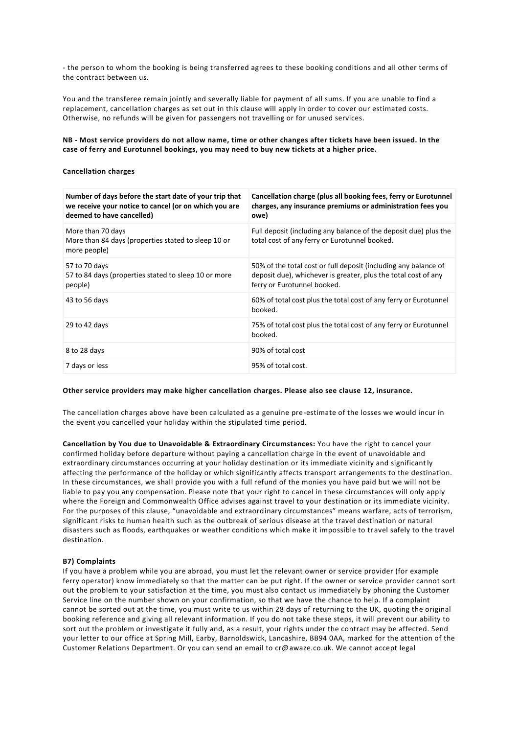- the person to whom the booking is being transferred agrees to these booking conditions and all other terms of the contract between us.

You and the transferee remain jointly and severally liable for payment of all sums. If you are unable to find a replacement, cancellation charges as set out in this clause will apply in order to cover our estimated costs. Otherwise, no refunds will be given for passengers not travelling or for unused services.

**NB - Most service providers do not allow name, time or other changes after tickets have been issued. In the case of ferry and Eurotunnel bookings, you may need to buy new tickets at a higher price.**

**Cancellation charges**

| Number of days before the start date of your trip that we receive your notice to cancel (or on which you are deemed to have cancelled) | Cancellation charge (plus all booking fees, ferry or Eurotunnel charges, any insurance premiums or administration fees you owe) |
|---|---|
| More than 70 days<br>More than 84 days (properties stated to sleep 10 or more people) | Full deposit (including any balance of the deposit due) plus the total cost of any ferry or Eurotunnel booked. |
| 57 to 70 days<br>57 to 84 days (properties stated to sleep 10 or more people) | 50% of the total cost or full deposit (including any balance of deposit due), whichever is greater, plus the total cost of any ferry or Eurotunnel booked. |
| 43 to 56 days | 60% of total cost plus the total cost of any ferry or Eurotunnel booked. |
| 29 to 42 days | 75% of total cost plus the total cost of any ferry or Eurotunnel booked. |
| 8 to 28 days | 90% of total cost |
| 7 days or less | 95% of total cost. |

**Other service providers may make higher cancellation charges. Please also see clause 12, insurance.**

The cancellation charges above have been calculated as a genuine pre-estimate of the losses we would incur in the event you cancelled your holiday within the stipulated time period.

**Cancellation by You due to Unavoidable & Extraordinary Circumstances:** You have the right to cancel your confirmed holiday before departure without paying a cancellation charge in the event of unavoidable and extraordinary circumstances occurring at your holiday destination or its immediate vicinity and significantly affecting the performance of the holiday or which significantly affects transport arrangements to the destination. In these circumstances, we shall provide you with a full refund of the monies you have paid but we will not be liable to pay you any compensation. Please note that your right to cancel in these circumstances will only apply where the Foreign and Commonwealth Office advises against travel to your destination or its immediate vicinity. For the purposes of this clause, "unavoidable and extraordinary circumstances" means warfare, acts of terrorism, significant risks to human health such as the outbreak of serious disease at the travel destination or natural disasters such as floods, earthquakes or weather conditions which make it impossible to travel safely to the travel destination.

**B7) Complaints**

If you have a problem while you are abroad, you must let the relevant owner or service provider (for example ferry operator) know immediately so that the matter can be put right. If the owner or service provider cannot sort out the problem to your satisfaction at the time, you must also contact us immediately by phoning the Customer Service line on the number shown on your confirmation, so that we have the chance to help. If a complaint cannot be sorted out at the time, you must write to us within 28 days of returning to the UK, quoting the original booking reference and giving all relevant information. If you do not take these steps, it will prevent our ability to sort out the problem or investigate it fully and, as a result, your rights under the contract may be affected. Send your letter to our office at Spring Mill, Earby, Barnoldswick, Lancashire, BB94 0AA, marked for the attention of the Customer Relations Department. Or you can send an email to cr@awaze.co.uk. We cannot accept legal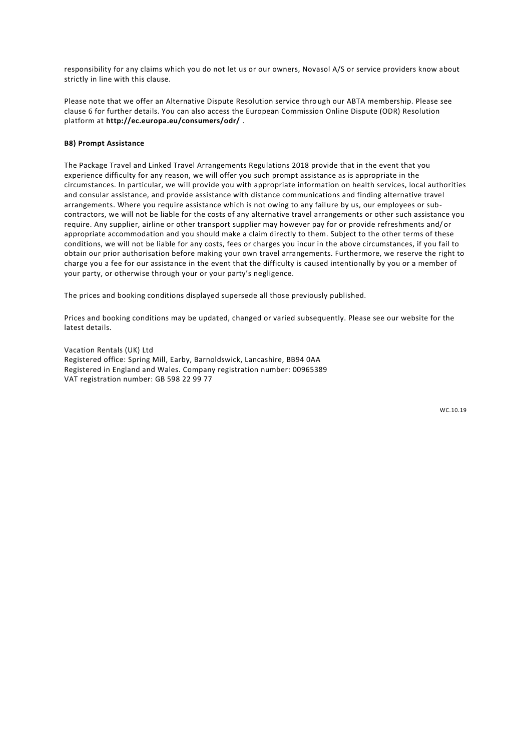responsibility for any claims which you do not let us or our owners, Novasol A/S or service providers know about strictly in line with this clause.

Please note that we offer an Alternative Dispute Resolution service through our ABTA membership. Please see clause 6 for further details. You can also access the European Commission Online Dispute (ODR) Resolution platform at **http://ec.europa.eu/consumers/odr/** .

**B8) Prompt Assistance**

The Package Travel and Linked Travel Arrangements Regulations 2018 provide that in the event that you experience difficulty for any reason, we will offer you such prompt assistance as is appropriate in the circumstances. In particular, we will provide you with appropriate information on health services, local authorities and consular assistance, and provide assistance with distance communications and finding alternative travel arrangements. Where you require assistance which is not owing to any failure by us, our employees or sub-contractors, we will not be liable for the costs of any alternative travel arrangements or other such assistance you require. Any supplier, airline or other transport supplier may however pay for or provide refreshments and/or appropriate accommodation and you should make a claim directly to them. Subject to the other terms of these conditions, we will not be liable for any costs, fees or charges you incur in the above circumstances, if you fail to obtain our prior authorisation before making your own travel arrangements. Furthermore, we reserve the right to charge you a fee for our assistance in the event that the difficulty is caused intentionally by you or a member of your party, or otherwise through your or your party's negligence.

The prices and booking conditions displayed supersede all those previously published.

Prices and booking conditions may be updated, changed or varied subsequently. Please see our website for the latest details.

Vacation Rentals (UK) Ltd
Registered office: Spring Mill, Earby, Barnoldswick, Lancashire, BB94 0AA
Registered in England and Wales. Company registration number: 00965389
VAT registration number: GB 598 22 99 77

WC.10.19